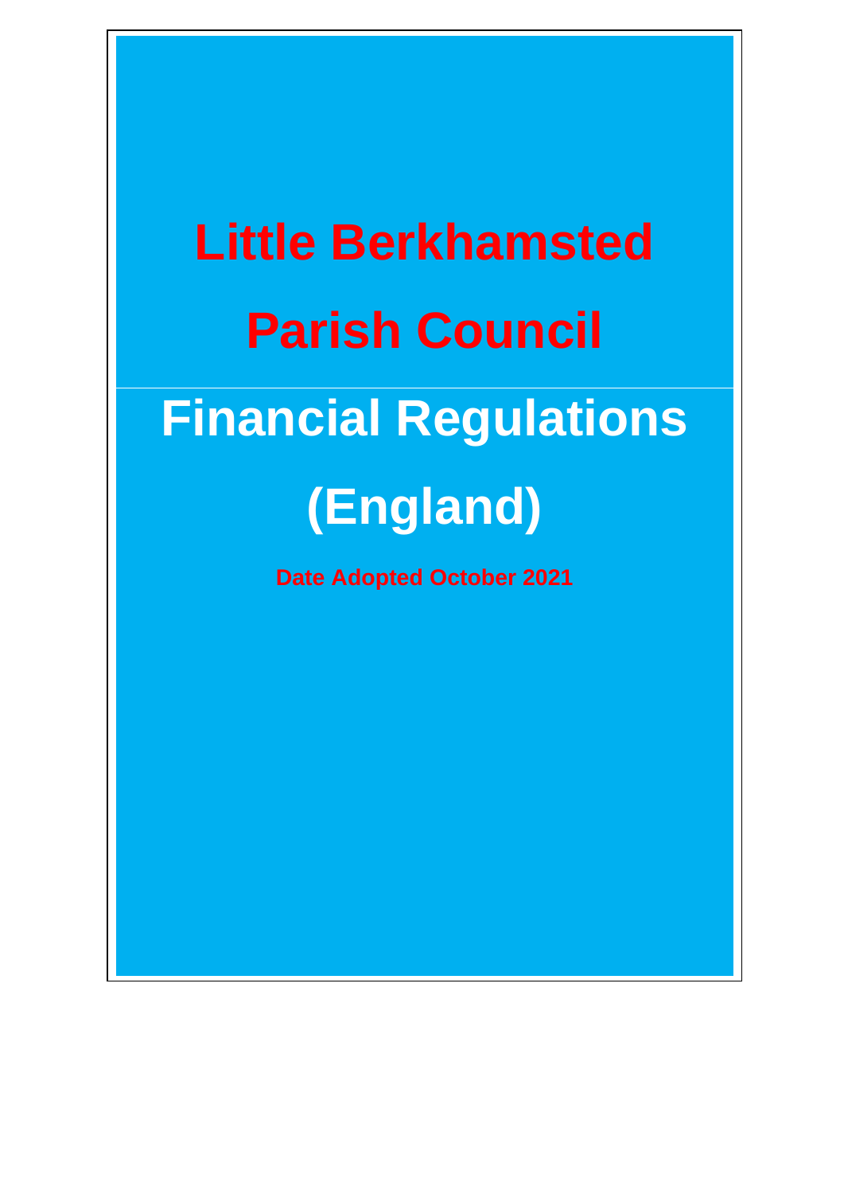# Little Berkhamsted Parish Council

# Financial Regulations (England)

**Date Adopted October 2021**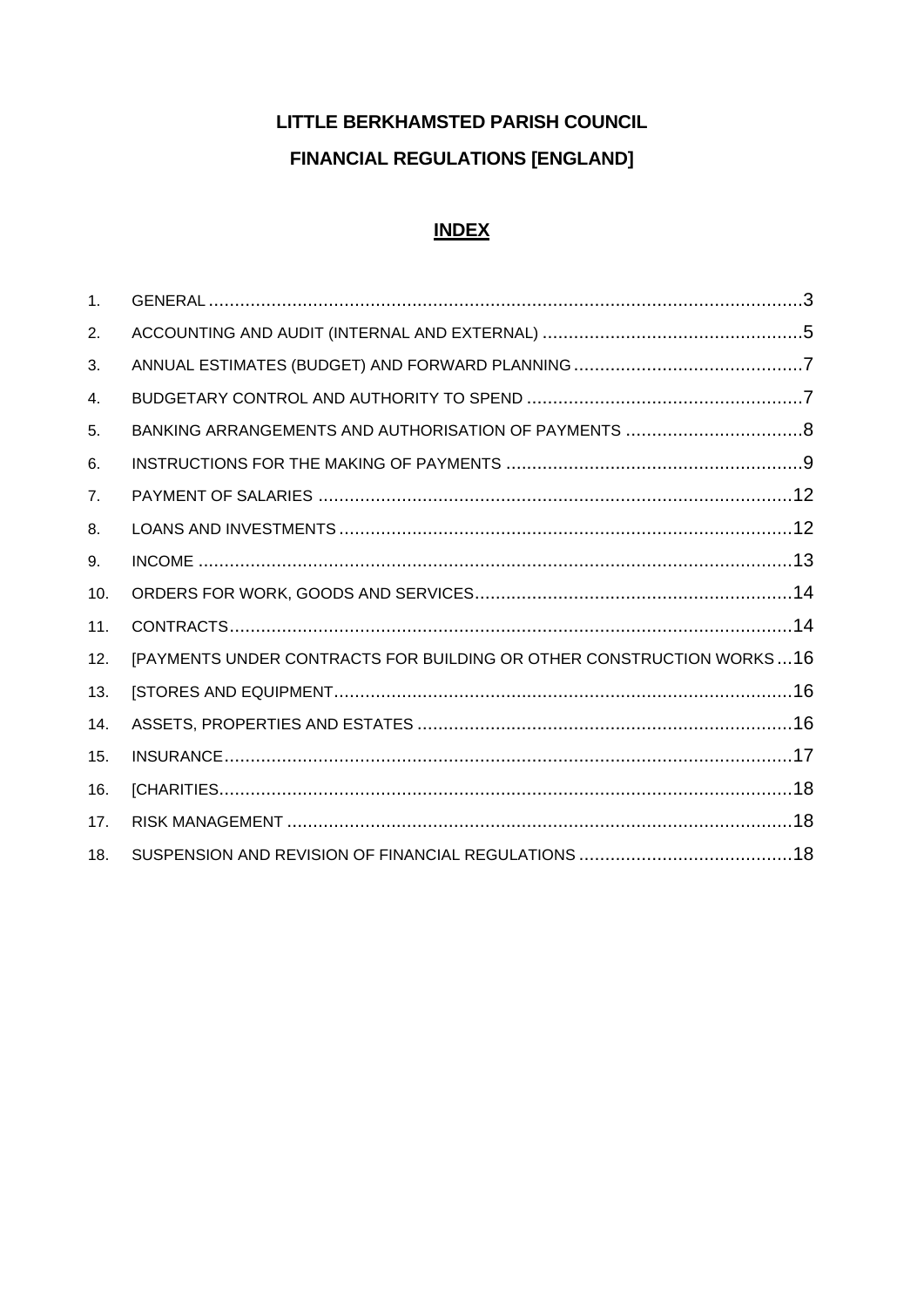# LITTLE BERKHAMSTED PARISH COUNCIL

# FINANCIAL REGULATIONS [ENGLAND]

## INDEX

| | | |
|---|---|---|
| 1. | GENERAL | 3 |
| 2. | ACCOUNTING AND AUDIT (INTERNAL AND EXTERNAL) | 5 |
| 3. | ANNUAL ESTIMATES (BUDGET) AND FORWARD PLANNING | 7 |
| 4. | BUDGETARY CONTROL AND AUTHORITY TO SPEND | 7 |
| 5. | BANKING ARRANGEMENTS AND AUTHORISATION OF PAYMENTS | 8 |
| 6. | INSTRUCTIONS FOR THE MAKING OF PAYMENTS | 9 |
| 7. | PAYMENT OF SALARIES | 12 |
| 8. | LOANS AND INVESTMENTS | 12 |
| 9. | INCOME | 13 |
| 10. | ORDERS FOR WORK, GOODS AND SERVICES | 14 |
| 11. | CONTRACTS | 14 |
| 12. | [PAYMENTS UNDER CONTRACTS FOR BUILDING OR OTHER CONSTRUCTION WORKS | 16 |
| 13. | [STORES AND EQUIPMENT | 16 |
| 14. | ASSETS, PROPERTIES AND ESTATES | 16 |
| 15. | INSURANCE | 17 |
| 16. | [CHARITIES | 18 |
| 17. | RISK MANAGEMENT | 18 |
| 18. | SUSPENSION AND REVISION OF FINANCIAL REGULATIONS | 18 |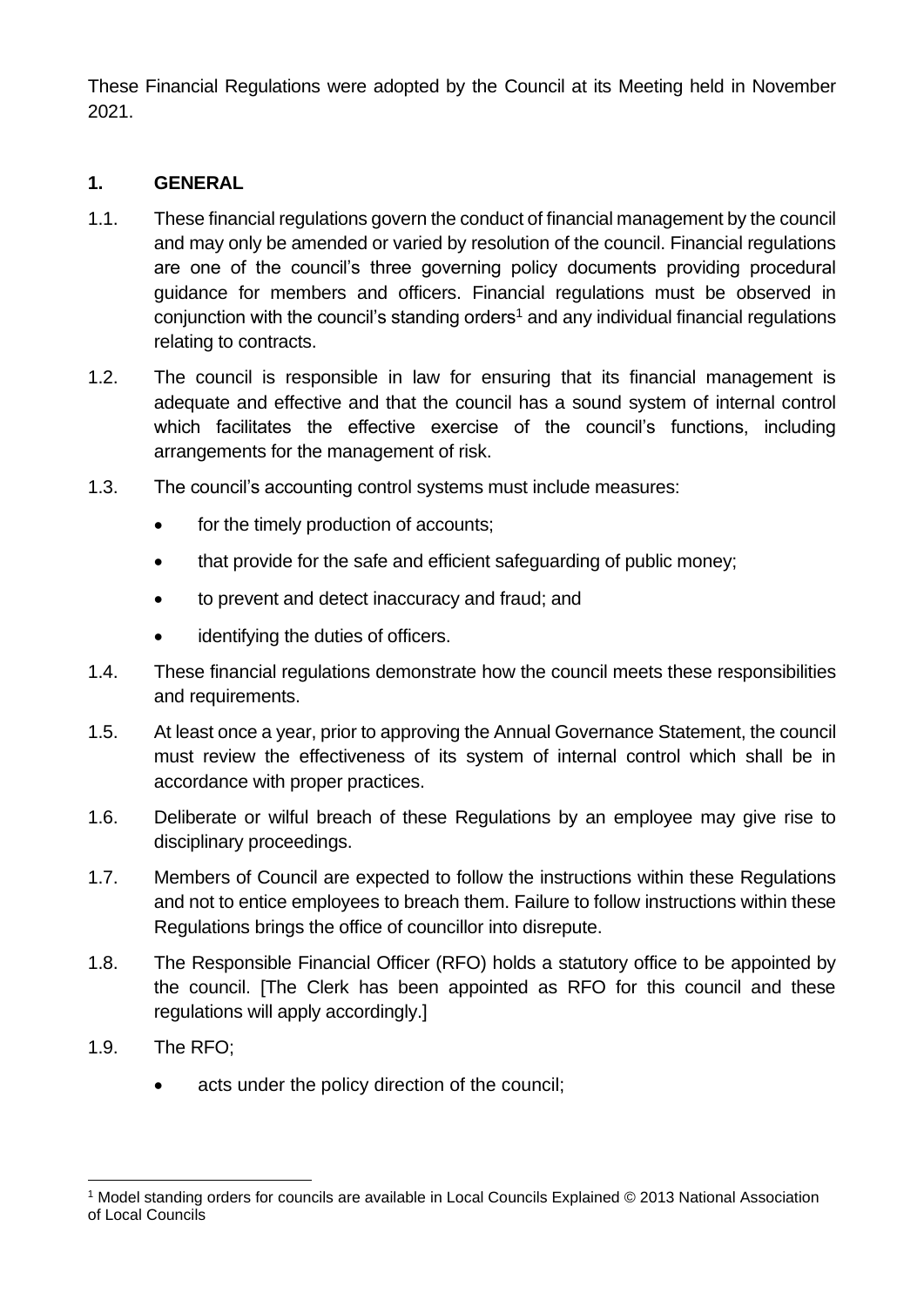These Financial Regulations were adopted by the Council at its Meeting held in November 2021.

## 1. GENERAL

1.1. These financial regulations govern the conduct of financial management by the council and may only be amended or varied by resolution of the council. Financial regulations are one of the council's three governing policy documents providing procedural guidance for members and officers. Financial regulations must be observed in conjunction with the council's standing orders[1] and any individual financial regulations relating to contracts.

1.2. The council is responsible in law for ensuring that its financial management is adequate and effective and that the council has a sound system of internal control which facilitates the effective exercise of the council's functions, including arrangements for the management of risk.

1.3. The council's accounting control systems must include measures:

- for the timely production of accounts;
- that provide for the safe and efficient safeguarding of public money;
- to prevent and detect inaccuracy and fraud; and
- identifying the duties of officers.

1.4. These financial regulations demonstrate how the council meets these responsibilities and requirements.

1.5. At least once a year, prior to approving the Annual Governance Statement, the council must review the effectiveness of its system of internal control which shall be in accordance with proper practices.

1.6. Deliberate or wilful breach of these Regulations by an employee may give rise to disciplinary proceedings.

1.7. Members of Council are expected to follow the instructions within these Regulations and not to entice employees to breach them. Failure to follow instructions within these Regulations brings the office of councillor into disrepute.

1.8. The Responsible Financial Officer (RFO) holds a statutory office to be appointed by the council. [The Clerk has been appointed as RFO for this council and these regulations will apply accordingly.]

1.9. The RFO;

- acts under the policy direction of the council;

---

[1] Model standing orders for councils are available in Local Councils Explained © 2013 National Association of Local Councils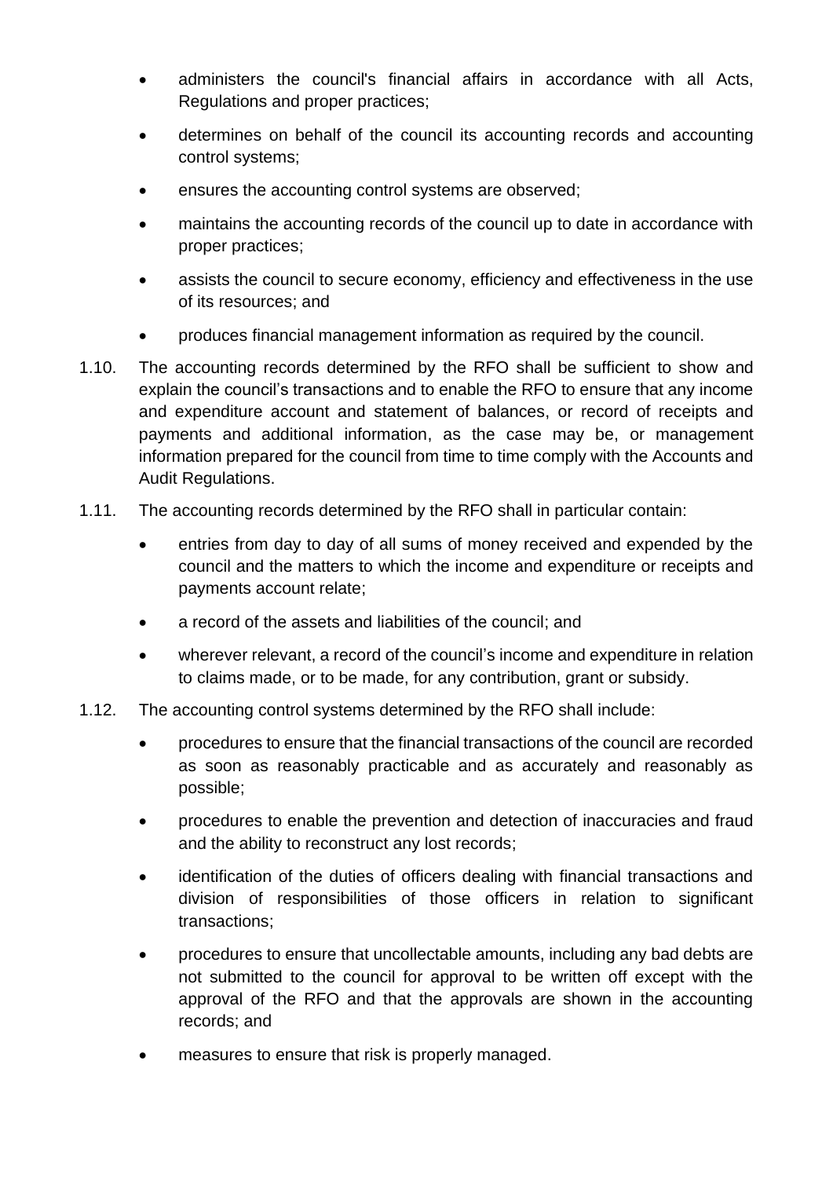- administers the council's financial affairs in accordance with all Acts, Regulations and proper practices;
- determines on behalf of the council its accounting records and accounting control systems;
- ensures the accounting control systems are observed;
- maintains the accounting records of the council up to date in accordance with proper practices;
- assists the council to secure economy, efficiency and effectiveness in the use of its resources; and
- produces financial management information as required by the council.

1.10. The accounting records determined by the RFO shall be sufficient to show and explain the council's transactions and to enable the RFO to ensure that any income and expenditure account and statement of balances, or record of receipts and payments and additional information, as the case may be, or management information prepared for the council from time to time comply with the Accounts and Audit Regulations.

1.11. The accounting records determined by the RFO shall in particular contain:

- entries from day to day of all sums of money received and expended by the council and the matters to which the income and expenditure or receipts and payments account relate;
- a record of the assets and liabilities of the council; and
- wherever relevant, a record of the council's income and expenditure in relation to claims made, or to be made, for any contribution, grant or subsidy.

1.12. The accounting control systems determined by the RFO shall include:

- procedures to ensure that the financial transactions of the council are recorded as soon as reasonably practicable and as accurately and reasonably as possible;
- procedures to enable the prevention and detection of inaccuracies and fraud and the ability to reconstruct any lost records;
- identification of the duties of officers dealing with financial transactions and division of responsibilities of those officers in relation to significant transactions;
- procedures to ensure that uncollectable amounts, including any bad debts are not submitted to the council for approval to be written off except with the approval of the RFO and that the approvals are shown in the accounting records; and
- measures to ensure that risk is properly managed.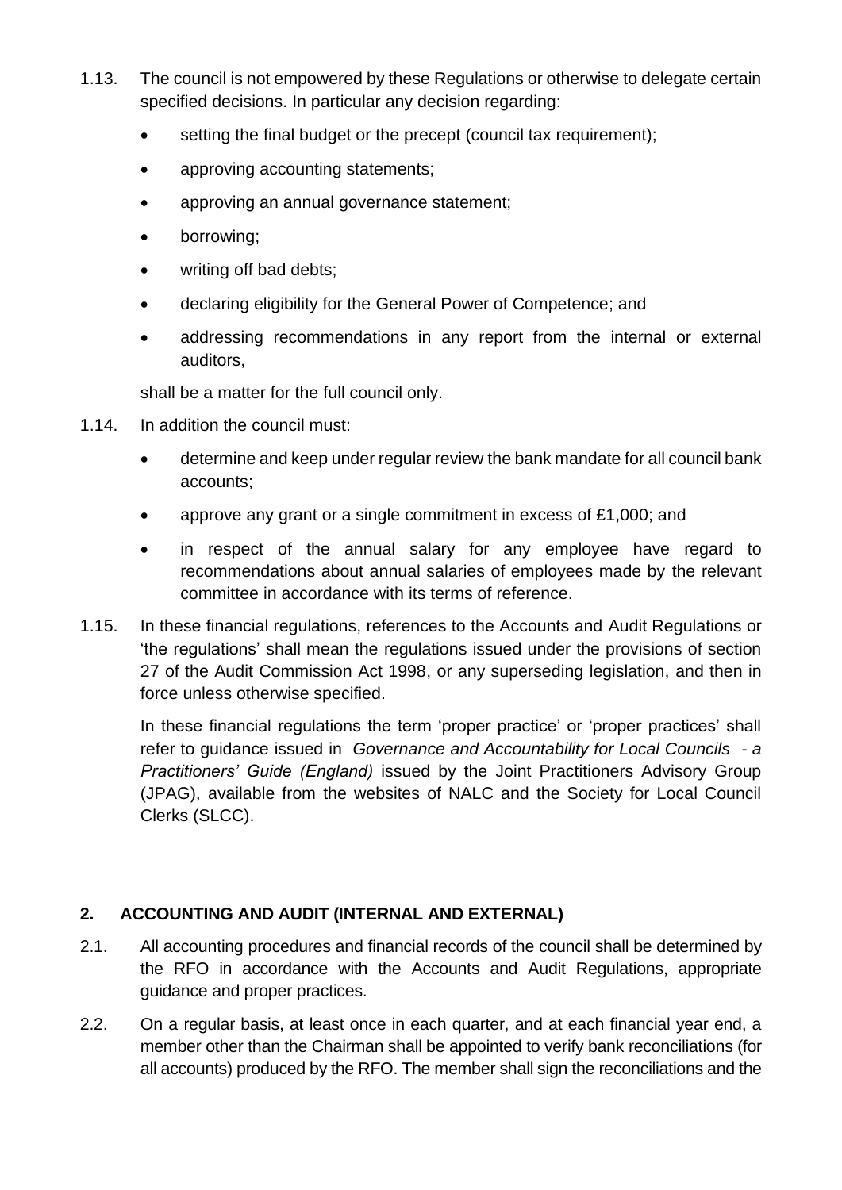1.13. The council is not empowered by these Regulations or otherwise to delegate certain specified decisions. In particular any decision regarding:

- setting the final budget or the precept (council tax requirement);
- approving accounting statements;
- approving an annual governance statement;
- borrowing;
- writing off bad debts;
- declaring eligibility for the General Power of Competence; and
- addressing recommendations in any report from the internal or external auditors,

shall be a matter for the full council only.

1.14. In addition the council must:

- determine and keep under regular review the bank mandate for all council bank accounts;
- approve any grant or a single commitment in excess of £1,000; and
- in respect of the annual salary for any employee have regard to recommendations about annual salaries of employees made by the relevant committee in accordance with its terms of reference.

1.15. In these financial regulations, references to the Accounts and Audit Regulations or 'the regulations' shall mean the regulations issued under the provisions of section 27 of the Audit Commission Act 1998, or any superseding legislation, and then in force unless otherwise specified.

In these financial regulations the term 'proper practice' or 'proper practices' shall refer to guidance issued in *Governance and Accountability for Local Councils - a Practitioners' Guide (England)* issued by the Joint Practitioners Advisory Group (JPAG), available from the websites of NALC and the Society for Local Council Clerks (SLCC).

## 2. ACCOUNTING AND AUDIT (INTERNAL AND EXTERNAL)

2.1. All accounting procedures and financial records of the council shall be determined by the RFO in accordance with the Accounts and Audit Regulations, appropriate guidance and proper practices.

2.2. On a regular basis, at least once in each quarter, and at each financial year end, a member other than the Chairman shall be appointed to verify bank reconciliations (for all accounts) produced by the RFO. The member shall sign the reconciliations and the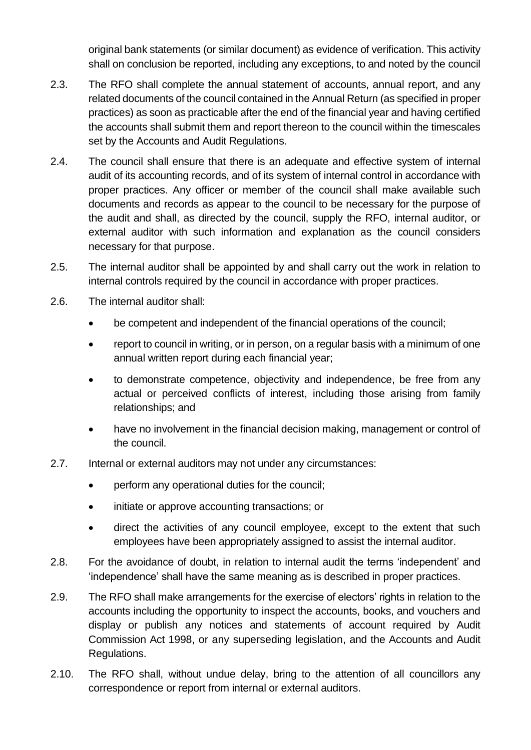original bank statements (or similar document) as evidence of verification. This activity shall on conclusion be reported, including any exceptions, to and noted by the council

2.3. The RFO shall complete the annual statement of accounts, annual report, and any related documents of the council contained in the Annual Return (as specified in proper practices) as soon as practicable after the end of the financial year and having certified the accounts shall submit them and report thereon to the council within the timescales set by the Accounts and Audit Regulations.

2.4. The council shall ensure that there is an adequate and effective system of internal audit of its accounting records, and of its system of internal control in accordance with proper practices. Any officer or member of the council shall make available such documents and records as appear to the council to be necessary for the purpose of the audit and shall, as directed by the council, supply the RFO, internal auditor, or external auditor with such information and explanation as the council considers necessary for that purpose.

2.5. The internal auditor shall be appointed by and shall carry out the work in relation to internal controls required by the council in accordance with proper practices.

2.6. The internal auditor shall:

- be competent and independent of the financial operations of the council;
- report to council in writing, or in person, on a regular basis with a minimum of one annual written report during each financial year;
- to demonstrate competence, objectivity and independence, be free from any actual or perceived conflicts of interest, including those arising from family relationships; and
- have no involvement in the financial decision making, management or control of the council.

2.7. Internal or external auditors may not under any circumstances:

- perform any operational duties for the council;
- initiate or approve accounting transactions; or
- direct the activities of any council employee, except to the extent that such employees have been appropriately assigned to assist the internal auditor.

2.8. For the avoidance of doubt, in relation to internal audit the terms 'independent' and 'independence' shall have the same meaning as is described in proper practices.

2.9. The RFO shall make arrangements for the exercise of electors' rights in relation to the accounts including the opportunity to inspect the accounts, books, and vouchers and display or publish any notices and statements of account required by Audit Commission Act 1998, or any superseding legislation, and the Accounts and Audit Regulations.

2.10. The RFO shall, without undue delay, bring to the attention of all councillors any correspondence or report from internal or external auditors.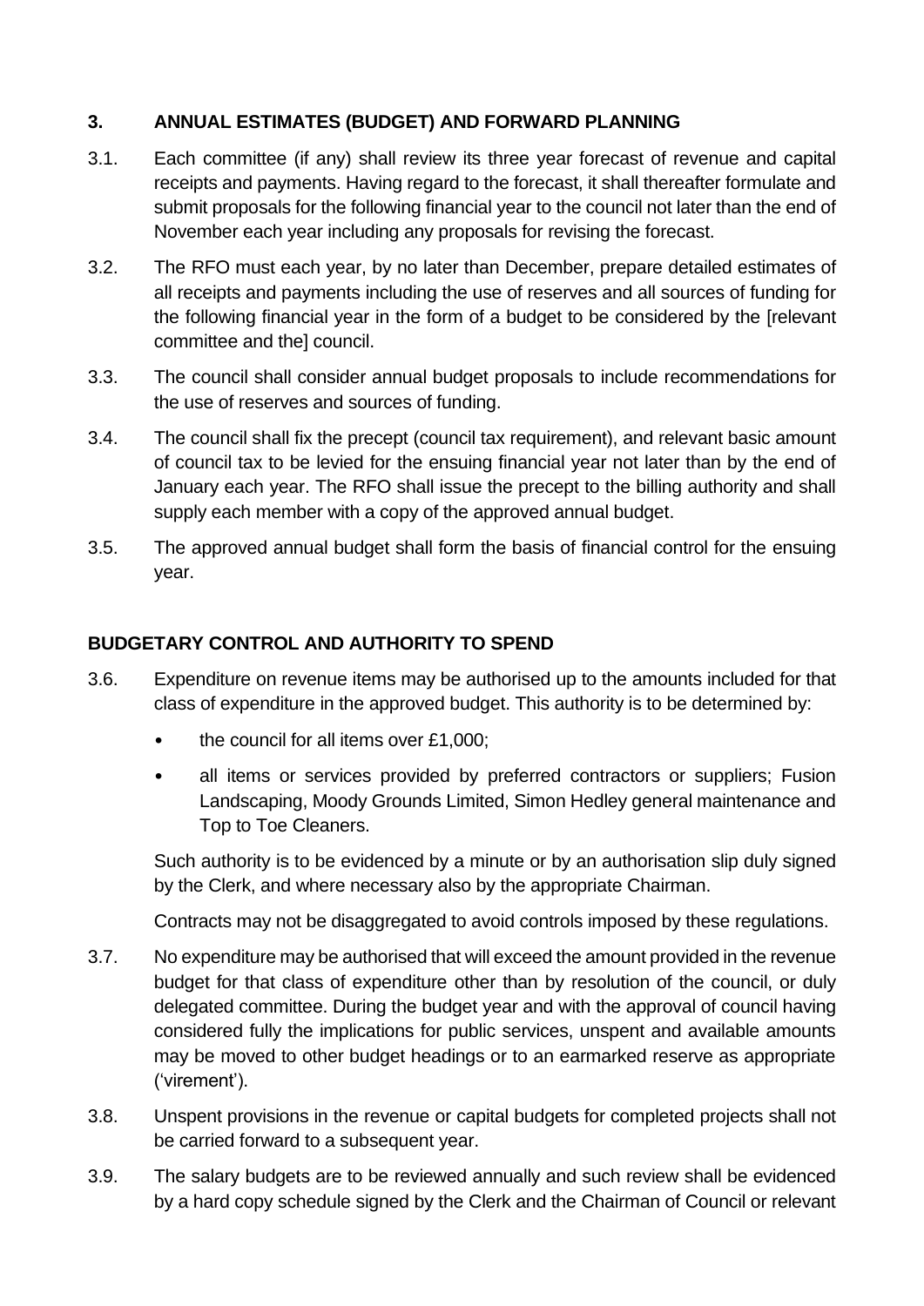## 3. ANNUAL ESTIMATES (BUDGET) AND FORWARD PLANNING

3.1. Each committee (if any) shall review its three year forecast of revenue and capital receipts and payments. Having regard to the forecast, it shall thereafter formulate and submit proposals for the following financial year to the council not later than the end of November each year including any proposals for revising the forecast.

3.2. The RFO must each year, by no later than December, prepare detailed estimates of all receipts and payments including the use of reserves and all sources of funding for the following financial year in the form of a budget to be considered by the [relevant committee and the] council.

3.3. The council shall consider annual budget proposals to include recommendations for the use of reserves and sources of funding.

3.4. The council shall fix the precept (council tax requirement), and relevant basic amount of council tax to be levied for the ensuing financial year not later than by the end of January each year. The RFO shall issue the precept to the billing authority and shall supply each member with a copy of the approved annual budget.

3.5. The approved annual budget shall form the basis of financial control for the ensuing year.

## BUDGETARY CONTROL AND AUTHORITY TO SPEND

3.6. Expenditure on revenue items may be authorised up to the amounts included for that class of expenditure in the approved budget. This authority is to be determined by:

- the council for all items over £1,000;
- all items or services provided by preferred contractors or suppliers; Fusion Landscaping, Moody Grounds Limited, Simon Hedley general maintenance and Top to Toe Cleaners.

Such authority is to be evidenced by a minute or by an authorisation slip duly signed by the Clerk, and where necessary also by the appropriate Chairman.

Contracts may not be disaggregated to avoid controls imposed by these regulations.

3.7. No expenditure may be authorised that will exceed the amount provided in the revenue budget for that class of expenditure other than by resolution of the council, or duly delegated committee. During the budget year and with the approval of council having considered fully the implications for public services, unspent and available amounts may be moved to other budget headings or to an earmarked reserve as appropriate ('virement').

3.8. Unspent provisions in the revenue or capital budgets for completed projects shall not be carried forward to a subsequent year.

3.9. The salary budgets are to be reviewed annually and such review shall be evidenced by a hard copy schedule signed by the Clerk and the Chairman of Council or relevant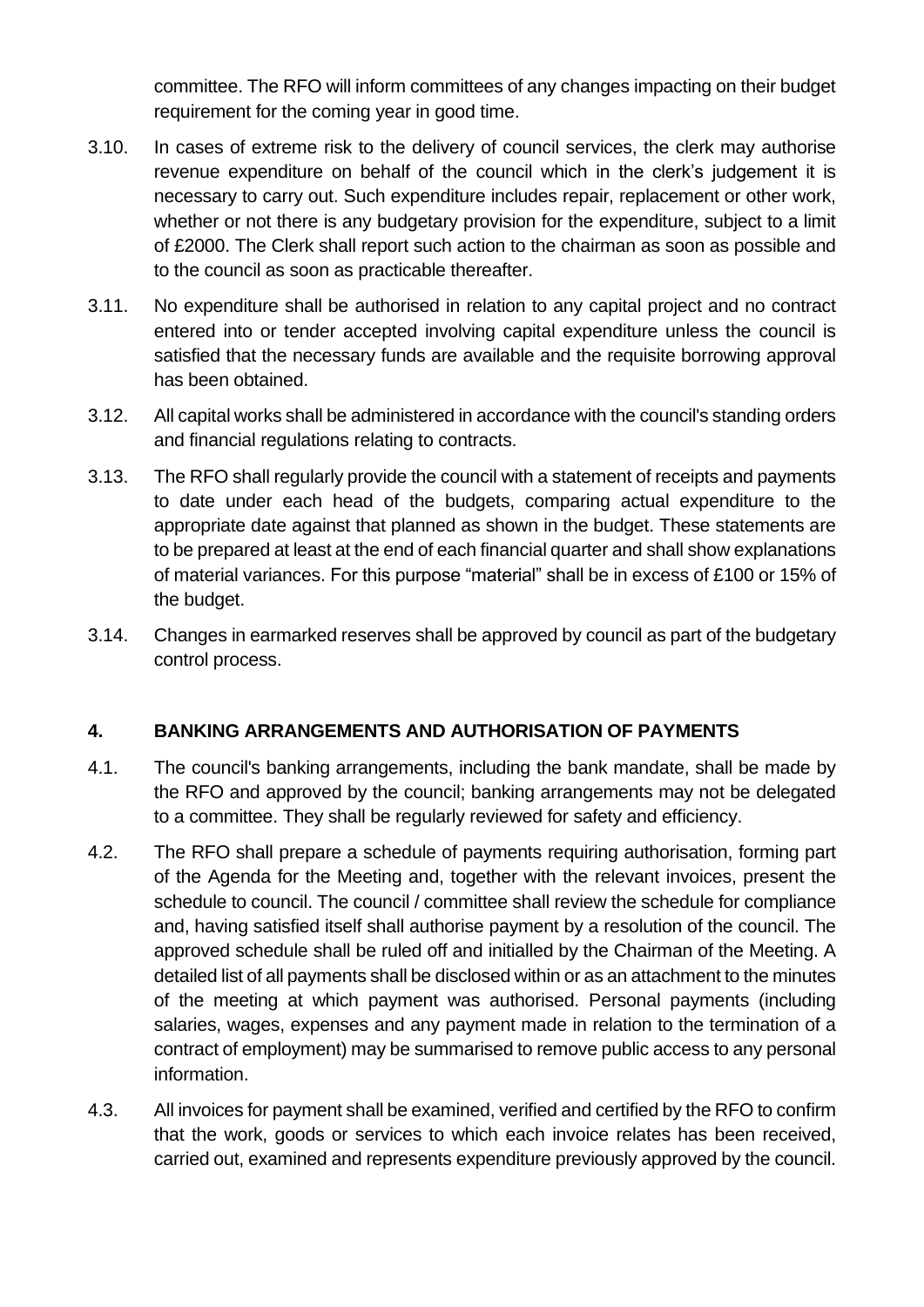committee. The RFO will inform committees of any changes impacting on their budget requirement for the coming year in good time.

3.10. In cases of extreme risk to the delivery of council services, the clerk may authorise revenue expenditure on behalf of the council which in the clerk's judgement it is necessary to carry out. Such expenditure includes repair, replacement or other work, whether or not there is any budgetary provision for the expenditure, subject to a limit of £2000. The Clerk shall report such action to the chairman as soon as possible and to the council as soon as practicable thereafter.

3.11. No expenditure shall be authorised in relation to any capital project and no contract entered into or tender accepted involving capital expenditure unless the council is satisfied that the necessary funds are available and the requisite borrowing approval has been obtained.

3.12. All capital works shall be administered in accordance with the council's standing orders and financial regulations relating to contracts.

3.13. The RFO shall regularly provide the council with a statement of receipts and payments to date under each head of the budgets, comparing actual expenditure to the appropriate date against that planned as shown in the budget. These statements are to be prepared at least at the end of each financial quarter and shall show explanations of material variances. For this purpose "material" shall be in excess of £100 or 15% of the budget.

3.14. Changes in earmarked reserves shall be approved by council as part of the budgetary control process.

## 4. BANKING ARRANGEMENTS AND AUTHORISATION OF PAYMENTS

4.1. The council's banking arrangements, including the bank mandate, shall be made by the RFO and approved by the council; banking arrangements may not be delegated to a committee. They shall be regularly reviewed for safety and efficiency.

4.2. The RFO shall prepare a schedule of payments requiring authorisation, forming part of the Agenda for the Meeting and, together with the relevant invoices, present the schedule to council. The council / committee shall review the schedule for compliance and, having satisfied itself shall authorise payment by a resolution of the council. The approved schedule shall be ruled off and initialled by the Chairman of the Meeting. A detailed list of all payments shall be disclosed within or as an attachment to the minutes of the meeting at which payment was authorised. Personal payments (including salaries, wages, expenses and any payment made in relation to the termination of a contract of employment) may be summarised to remove public access to any personal information.

4.3. All invoices for payment shall be examined, verified and certified by the RFO to confirm that the work, goods or services to which each invoice relates has been received, carried out, examined and represents expenditure previously approved by the council.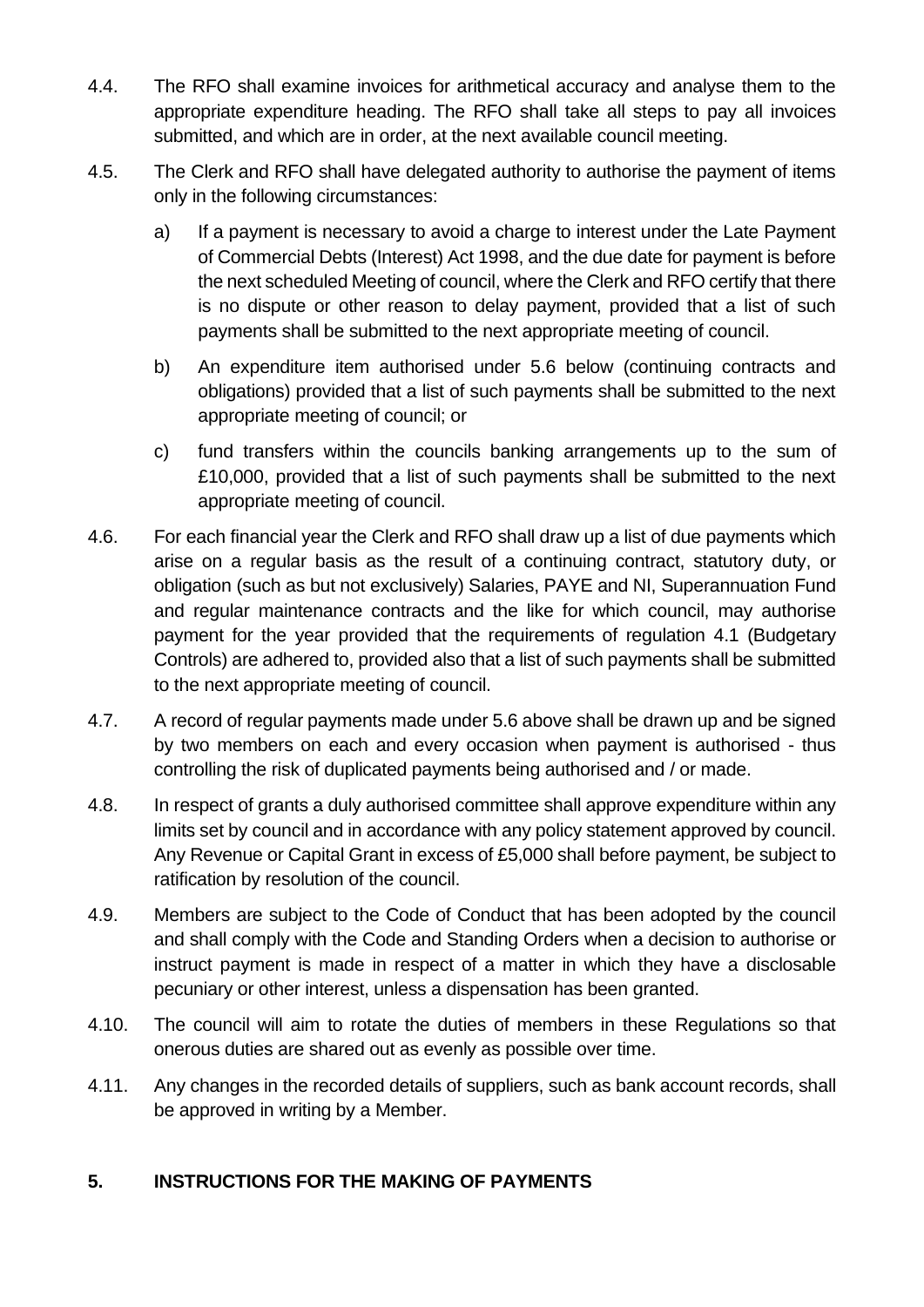4.4. The RFO shall examine invoices for arithmetical accuracy and analyse them to the appropriate expenditure heading. The RFO shall take all steps to pay all invoices submitted, and which are in order, at the next available council meeting.

4.5. The Clerk and RFO shall have delegated authority to authorise the payment of items only in the following circumstances:

a) If a payment is necessary to avoid a charge to interest under the Late Payment of Commercial Debts (Interest) Act 1998, and the due date for payment is before the next scheduled Meeting of council, where the Clerk and RFO certify that there is no dispute or other reason to delay payment, provided that a list of such payments shall be submitted to the next appropriate meeting of council.

b) An expenditure item authorised under 5.6 below (continuing contracts and obligations) provided that a list of such payments shall be submitted to the next appropriate meeting of council; or

c) fund transfers within the councils banking arrangements up to the sum of £10,000, provided that a list of such payments shall be submitted to the next appropriate meeting of council.

4.6. For each financial year the Clerk and RFO shall draw up a list of due payments which arise on a regular basis as the result of a continuing contract, statutory duty, or obligation (such as but not exclusively) Salaries, PAYE and NI, Superannuation Fund and regular maintenance contracts and the like for which council, may authorise payment for the year provided that the requirements of regulation 4.1 (Budgetary Controls) are adhered to, provided also that a list of such payments shall be submitted to the next appropriate meeting of council.

4.7. A record of regular payments made under 5.6 above shall be drawn up and be signed by two members on each and every occasion when payment is authorised - thus controlling the risk of duplicated payments being authorised and / or made.

4.8. In respect of grants a duly authorised committee shall approve expenditure within any limits set by council and in accordance with any policy statement approved by council. Any Revenue or Capital Grant in excess of £5,000 shall before payment, be subject to ratification by resolution of the council.

4.9. Members are subject to the Code of Conduct that has been adopted by the council and shall comply with the Code and Standing Orders when a decision to authorise or instruct payment is made in respect of a matter in which they have a disclosable pecuniary or other interest, unless a dispensation has been granted.

4.10. The council will aim to rotate the duties of members in these Regulations so that onerous duties are shared out as evenly as possible over time.

4.11. Any changes in the recorded details of suppliers, such as bank account records, shall be approved in writing by a Member.

## 5. INSTRUCTIONS FOR THE MAKING OF PAYMENTS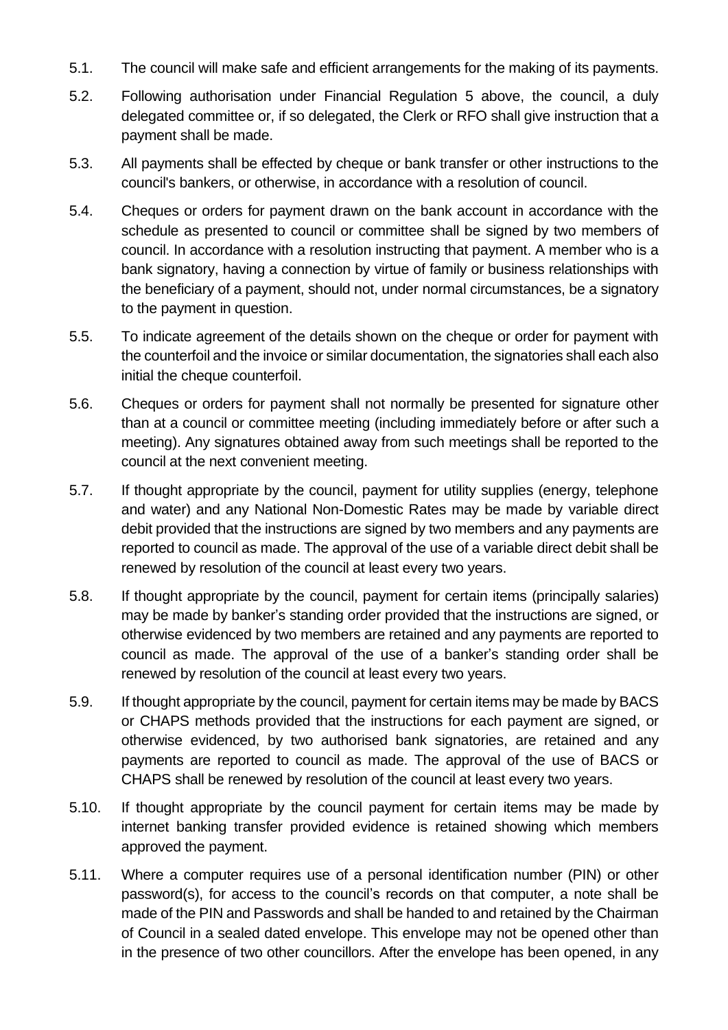5.1. The council will make safe and efficient arrangements for the making of its payments.

5.2. Following authorisation under Financial Regulation 5 above, the council, a duly delegated committee or, if so delegated, the Clerk or RFO shall give instruction that a payment shall be made.

5.3. All payments shall be effected by cheque or bank transfer or other instructions to the council's bankers, or otherwise, in accordance with a resolution of council.

5.4. Cheques or orders for payment drawn on the bank account in accordance with the schedule as presented to council or committee shall be signed by two members of council. In accordance with a resolution instructing that payment. A member who is a bank signatory, having a connection by virtue of family or business relationships with the beneficiary of a payment, should not, under normal circumstances, be a signatory to the payment in question.

5.5. To indicate agreement of the details shown on the cheque or order for payment with the counterfoil and the invoice or similar documentation, the signatories shall each also initial the cheque counterfoil.

5.6. Cheques or orders for payment shall not normally be presented for signature other than at a council or committee meeting (including immediately before or after such a meeting). Any signatures obtained away from such meetings shall be reported to the council at the next convenient meeting.

5.7. If thought appropriate by the council, payment for utility supplies (energy, telephone and water) and any National Non-Domestic Rates may be made by variable direct debit provided that the instructions are signed by two members and any payments are reported to council as made. The approval of the use of a variable direct debit shall be renewed by resolution of the council at least every two years.

5.8. If thought appropriate by the council, payment for certain items (principally salaries) may be made by banker's standing order provided that the instructions are signed, or otherwise evidenced by two members are retained and any payments are reported to council as made. The approval of the use of a banker's standing order shall be renewed by resolution of the council at least every two years.

5.9. If thought appropriate by the council, payment for certain items may be made by BACS or CHAPS methods provided that the instructions for each payment are signed, or otherwise evidenced, by two authorised bank signatories, are retained and any payments are reported to council as made. The approval of the use of BACS or CHAPS shall be renewed by resolution of the council at least every two years.

5.10. If thought appropriate by the council payment for certain items may be made by internet banking transfer provided evidence is retained showing which members approved the payment.

5.11. Where a computer requires use of a personal identification number (PIN) or other password(s), for access to the council's records on that computer, a note shall be made of the PIN and Passwords and shall be handed to and retained by the Chairman of Council in a sealed dated envelope. This envelope may not be opened other than in the presence of two other councillors. After the envelope has been opened, in any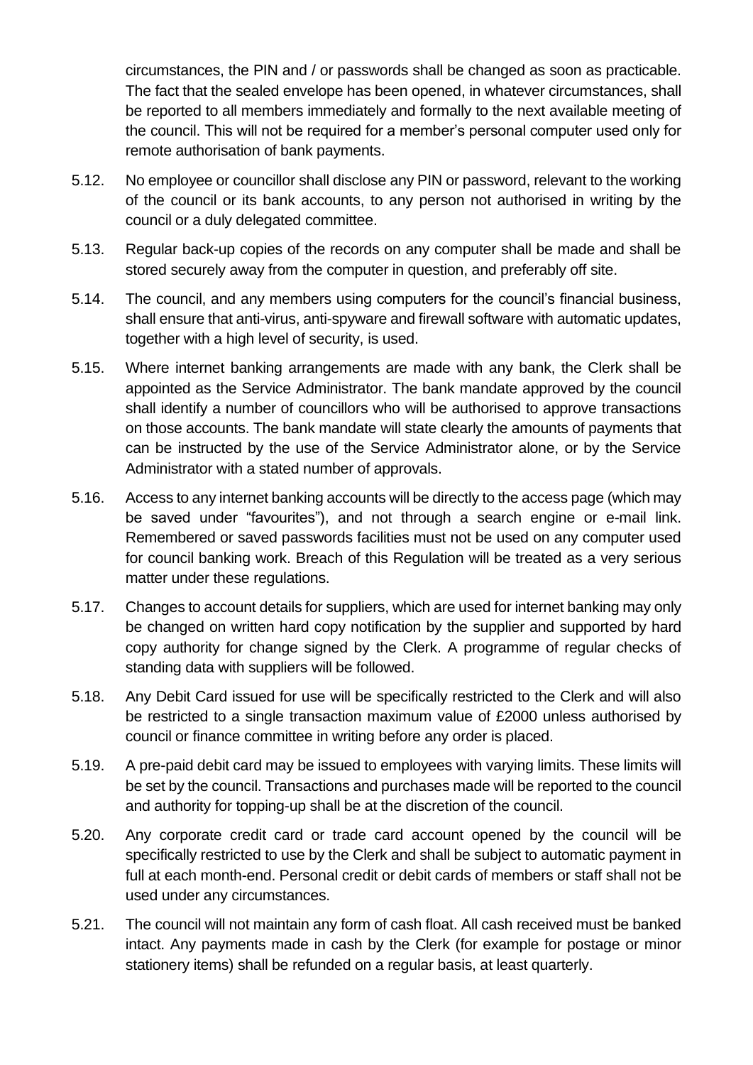circumstances, the PIN and / or passwords shall be changed as soon as practicable. The fact that the sealed envelope has been opened, in whatever circumstances, shall be reported to all members immediately and formally to the next available meeting of the council. This will not be required for a member's personal computer used only for remote authorisation of bank payments.

5.12. No employee or councillor shall disclose any PIN or password, relevant to the working of the council or its bank accounts, to any person not authorised in writing by the council or a duly delegated committee.

5.13. Regular back-up copies of the records on any computer shall be made and shall be stored securely away from the computer in question, and preferably off site.

5.14. The council, and any members using computers for the council's financial business, shall ensure that anti-virus, anti-spyware and firewall software with automatic updates, together with a high level of security, is used.

5.15. Where internet banking arrangements are made with any bank, the Clerk shall be appointed as the Service Administrator. The bank mandate approved by the council shall identify a number of councillors who will be authorised to approve transactions on those accounts. The bank mandate will state clearly the amounts of payments that can be instructed by the use of the Service Administrator alone, or by the Service Administrator with a stated number of approvals.

5.16. Access to any internet banking accounts will be directly to the access page (which may be saved under "favourites"), and not through a search engine or e-mail link. Remembered or saved passwords facilities must not be used on any computer used for council banking work. Breach of this Regulation will be treated as a very serious matter under these regulations.

5.17. Changes to account details for suppliers, which are used for internet banking may only be changed on written hard copy notification by the supplier and supported by hard copy authority for change signed by the Clerk. A programme of regular checks of standing data with suppliers will be followed.

5.18. Any Debit Card issued for use will be specifically restricted to the Clerk and will also be restricted to a single transaction maximum value of £2000 unless authorised by council or finance committee in writing before any order is placed.

5.19. A pre-paid debit card may be issued to employees with varying limits. These limits will be set by the council. Transactions and purchases made will be reported to the council and authority for topping-up shall be at the discretion of the council.

5.20. Any corporate credit card or trade card account opened by the council will be specifically restricted to use by the Clerk and shall be subject to automatic payment in full at each month-end. Personal credit or debit cards of members or staff shall not be used under any circumstances.

5.21. The council will not maintain any form of cash float. All cash received must be banked intact. Any payments made in cash by the Clerk (for example for postage or minor stationery items) shall be refunded on a regular basis, at least quarterly.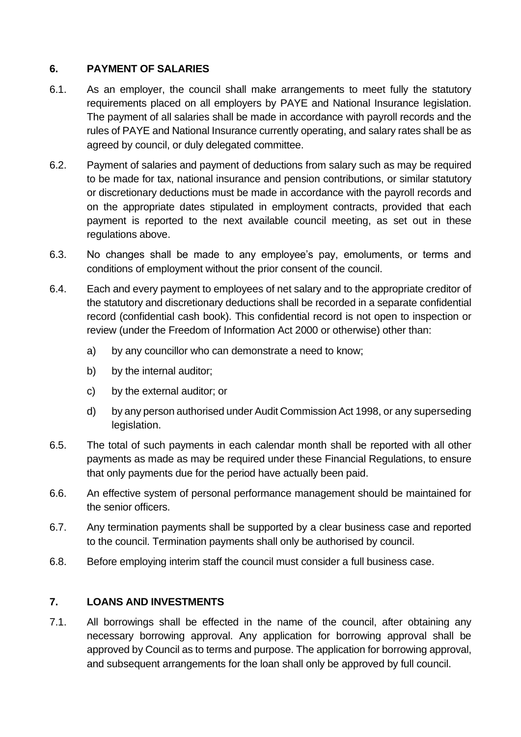## 6. PAYMENT OF SALARIES

6.1. As an employer, the council shall make arrangements to meet fully the statutory requirements placed on all employers by PAYE and National Insurance legislation. The payment of all salaries shall be made in accordance with payroll records and the rules of PAYE and National Insurance currently operating, and salary rates shall be as agreed by council, or duly delegated committee.

6.2. Payment of salaries and payment of deductions from salary such as may be required to be made for tax, national insurance and pension contributions, or similar statutory or discretionary deductions must be made in accordance with the payroll records and on the appropriate dates stipulated in employment contracts, provided that each payment is reported to the next available council meeting, as set out in these regulations above.

6.3. No changes shall be made to any employee's pay, emoluments, or terms and conditions of employment without the prior consent of the council.

6.4. Each and every payment to employees of net salary and to the appropriate creditor of the statutory and discretionary deductions shall be recorded in a separate confidential record (confidential cash book). This confidential record is not open to inspection or review (under the Freedom of Information Act 2000 or otherwise) other than:

- a) by any councillor who can demonstrate a need to know;
- b) by the internal auditor;
- c) by the external auditor; or
- d) by any person authorised under Audit Commission Act 1998, or any superseding legislation.

6.5. The total of such payments in each calendar month shall be reported with all other payments as made as may be required under these Financial Regulations, to ensure that only payments due for the period have actually been paid.

6.6. An effective system of personal performance management should be maintained for the senior officers.

6.7. Any termination payments shall be supported by a clear business case and reported to the council. Termination payments shall only be authorised by council.

6.8. Before employing interim staff the council must consider a full business case.

## 7. LOANS AND INVESTMENTS

7.1. All borrowings shall be effected in the name of the council, after obtaining any necessary borrowing approval. Any application for borrowing approval shall be approved by Council as to terms and purpose. The application for borrowing approval, and subsequent arrangements for the loan shall only be approved by full council.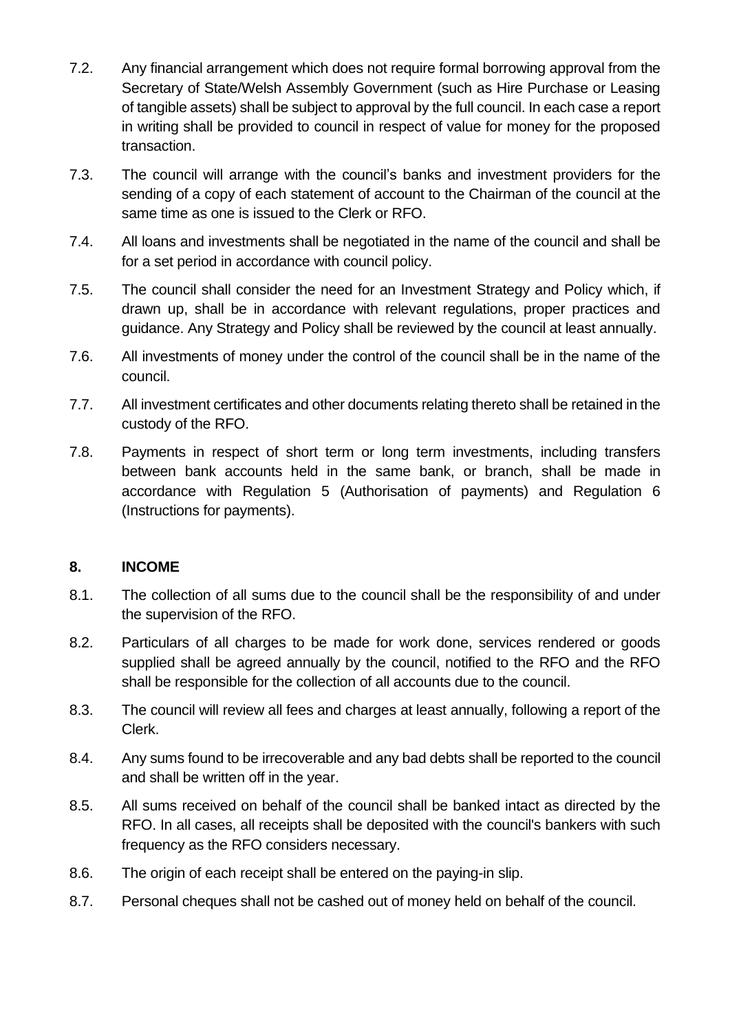7.2. Any financial arrangement which does not require formal borrowing approval from the Secretary of State/Welsh Assembly Government (such as Hire Purchase or Leasing of tangible assets) shall be subject to approval by the full council. In each case a report in writing shall be provided to council in respect of value for money for the proposed transaction.

7.3. The council will arrange with the council's banks and investment providers for the sending of a copy of each statement of account to the Chairman of the council at the same time as one is issued to the Clerk or RFO.

7.4. All loans and investments shall be negotiated in the name of the council and shall be for a set period in accordance with council policy.

7.5. The council shall consider the need for an Investment Strategy and Policy which, if drawn up, shall be in accordance with relevant regulations, proper practices and guidance. Any Strategy and Policy shall be reviewed by the council at least annually.

7.6. All investments of money under the control of the council shall be in the name of the council.

7.7. All investment certificates and other documents relating thereto shall be retained in the custody of the RFO.

7.8. Payments in respect of short term or long term investments, including transfers between bank accounts held in the same bank, or branch, shall be made in accordance with Regulation 5 (Authorisation of payments) and Regulation 6 (Instructions for payments).

## 8. INCOME

8.1. The collection of all sums due to the council shall be the responsibility of and under the supervision of the RFO.

8.2. Particulars of all charges to be made for work done, services rendered or goods supplied shall be agreed annually by the council, notified to the RFO and the RFO shall be responsible for the collection of all accounts due to the council.

8.3. The council will review all fees and charges at least annually, following a report of the Clerk.

8.4. Any sums found to be irrecoverable and any bad debts shall be reported to the council and shall be written off in the year.

8.5. All sums received on behalf of the council shall be banked intact as directed by the RFO. In all cases, all receipts shall be deposited with the council's bankers with such frequency as the RFO considers necessary.

8.6. The origin of each receipt shall be entered on the paying-in slip.

8.7. Personal cheques shall not be cashed out of money held on behalf of the council.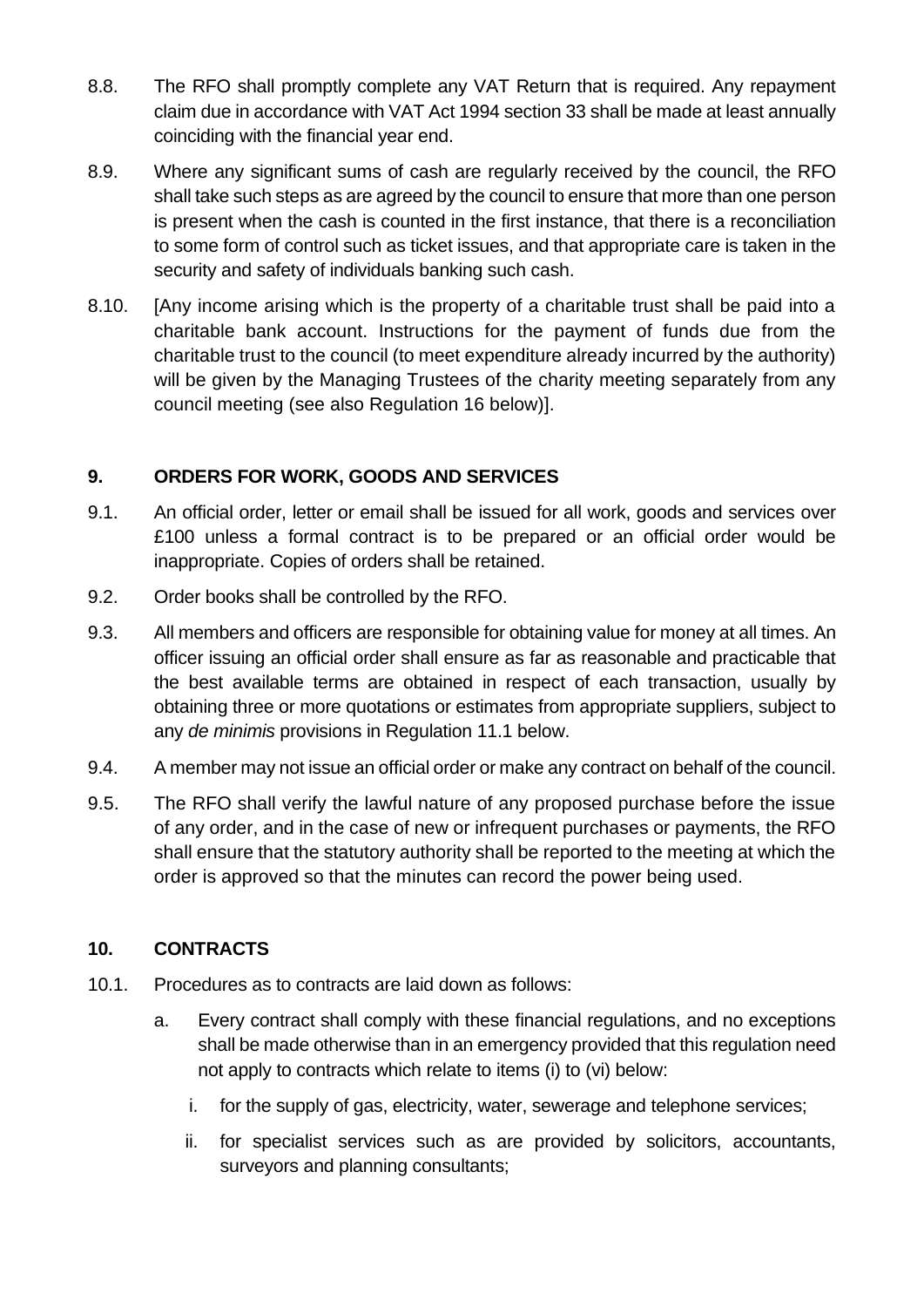8.8. The RFO shall promptly complete any VAT Return that is required. Any repayment claim due in accordance with VAT Act 1994 section 33 shall be made at least annually coinciding with the financial year end.

8.9. Where any significant sums of cash are regularly received by the council, the RFO shall take such steps as are agreed by the council to ensure that more than one person is present when the cash is counted in the first instance, that there is a reconciliation to some form of control such as ticket issues, and that appropriate care is taken in the security and safety of individuals banking such cash.

8.10. [Any income arising which is the property of a charitable trust shall be paid into a charitable bank account. Instructions for the payment of funds due from the charitable trust to the council (to meet expenditure already incurred by the authority) will be given by the Managing Trustees of the charity meeting separately from any council meeting (see also Regulation 16 below)].

## 9. ORDERS FOR WORK, GOODS AND SERVICES

9.1. An official order, letter or email shall be issued for all work, goods and services over £100 unless a formal contract is to be prepared or an official order would be inappropriate. Copies of orders shall be retained.

9.2. Order books shall be controlled by the RFO.

9.3. All members and officers are responsible for obtaining value for money at all times. An officer issuing an official order shall ensure as far as reasonable and practicable that the best available terms are obtained in respect of each transaction, usually by obtaining three or more quotations or estimates from appropriate suppliers, subject to any *de minimis* provisions in Regulation 11.1 below.

9.4. A member may not issue an official order or make any contract on behalf of the council.

9.5. The RFO shall verify the lawful nature of any proposed purchase before the issue of any order, and in the case of new or infrequent purchases or payments, the RFO shall ensure that the statutory authority shall be reported to the meeting at which the order is approved so that the minutes can record the power being used.

## 10. CONTRACTS

10.1. Procedures as to contracts are laid down as follows:

a. Every contract shall comply with these financial regulations, and no exceptions shall be made otherwise than in an emergency provided that this regulation need not apply to contracts which relate to items (i) to (vi) below:

   i. for the supply of gas, electricity, water, sewerage and telephone services;

   ii. for specialist services such as are provided by solicitors, accountants, surveyors and planning consultants;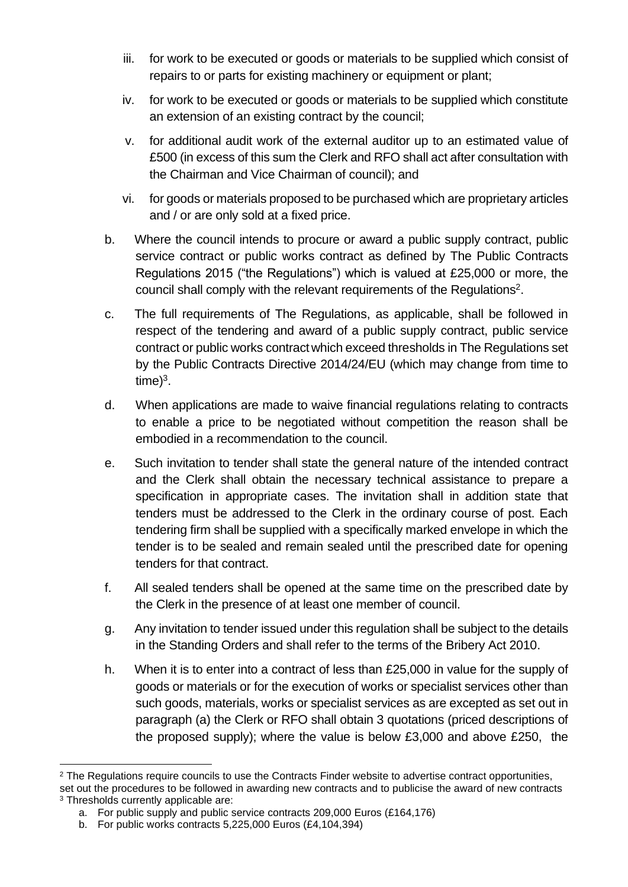iii. for work to be executed or goods or materials to be supplied which consist of repairs to or parts for existing machinery or equipment or plant;

iv. for work to be executed or goods or materials to be supplied which constitute an extension of an existing contract by the council;

v. for additional audit work of the external auditor up to an estimated value of £500 (in excess of this sum the Clerk and RFO shall act after consultation with the Chairman and Vice Chairman of council); and

vi. for goods or materials proposed to be purchased which are proprietary articles and / or are only sold at a fixed price.

b. Where the council intends to procure or award a public supply contract, public service contract or public works contract as defined by The Public Contracts Regulations 2015 ("the Regulations") which is valued at £25,000 or more, the council shall comply with the relevant requirements of the Regulations[2].

c. The full requirements of The Regulations, as applicable, shall be followed in respect of the tendering and award of a public supply contract, public service contract or public works contract which exceed thresholds in The Regulations set by the Public Contracts Directive 2014/24/EU (which may change from time to time)[3].

d. When applications are made to waive financial regulations relating to contracts to enable a price to be negotiated without competition the reason shall be embodied in a recommendation to the council.

e. Such invitation to tender shall state the general nature of the intended contract and the Clerk shall obtain the necessary technical assistance to prepare a specification in appropriate cases. The invitation shall in addition state that tenders must be addressed to the Clerk in the ordinary course of post. Each tendering firm shall be supplied with a specifically marked envelope in which the tender is to be sealed and remain sealed until the prescribed date for opening tenders for that contract.

f. All sealed tenders shall be opened at the same time on the prescribed date by the Clerk in the presence of at least one member of council.

g. Any invitation to tender issued under this regulation shall be subject to the details in the Standing Orders and shall refer to the terms of the Bribery Act 2010.

h. When it is to enter into a contract of less than £25,000 in value for the supply of goods or materials or for the execution of works or specialist services other than such goods, materials, works or specialist services as are excepted as set out in paragraph (a) the Clerk or RFO shall obtain 3 quotations (priced descriptions of the proposed supply); where the value is below £3,000 and above £250, the

---

[2] The Regulations require councils to use the Contracts Finder website to advertise contract opportunities, set out the procedures to be followed in awarding new contracts and to publicise the award of new contracts

[3] Thresholds currently applicable are:

a. For public supply and public service contracts 209,000 Euros (£164,176)

b. For public works contracts 5,225,000 Euros (£4,104,394)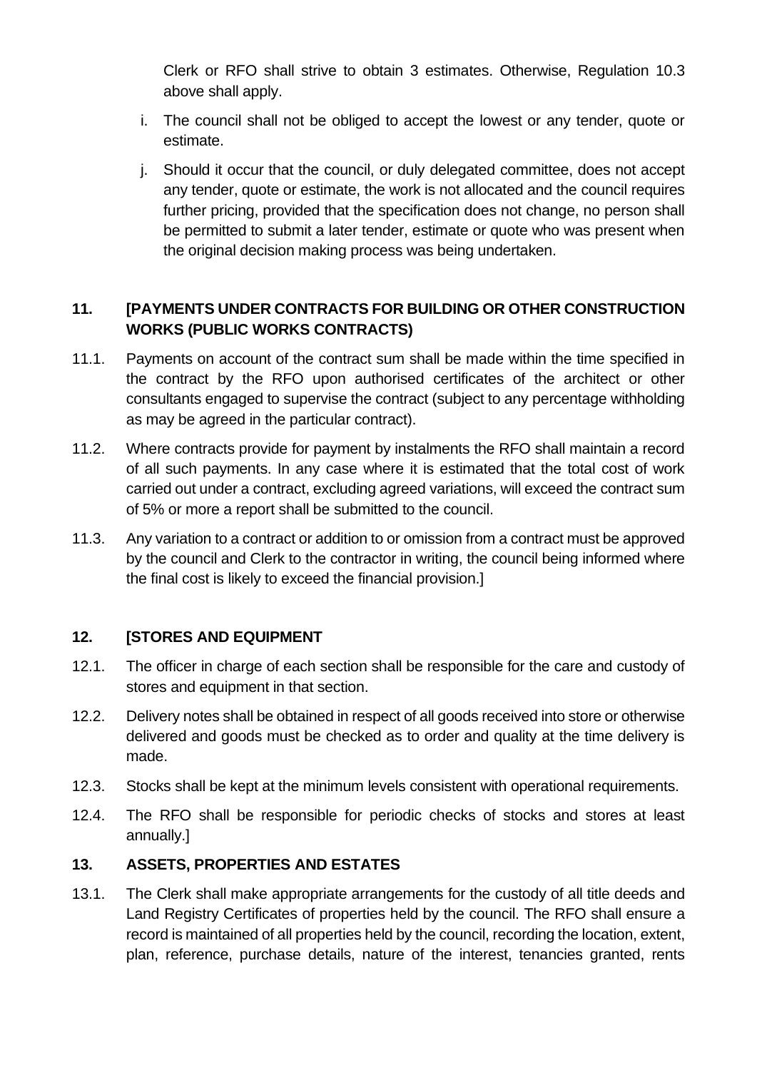Clerk or RFO shall strive to obtain 3 estimates. Otherwise, Regulation 10.3 above shall apply.

i. The council shall not be obliged to accept the lowest or any tender, quote or estimate.

j. Should it occur that the council, or duly delegated committee, does not accept any tender, quote or estimate, the work is not allocated and the council requires further pricing, provided that the specification does not change, no person shall be permitted to submit a later tender, estimate or quote who was present when the original decision making process was being undertaken.

## 11. [PAYMENTS UNDER CONTRACTS FOR BUILDING OR OTHER CONSTRUCTION WORKS (PUBLIC WORKS CONTRACTS)

11.1. Payments on account of the contract sum shall be made within the time specified in the contract by the RFO upon authorised certificates of the architect or other consultants engaged to supervise the contract (subject to any percentage withholding as may be agreed in the particular contract).

11.2. Where contracts provide for payment by instalments the RFO shall maintain a record of all such payments. In any case where it is estimated that the total cost of work carried out under a contract, excluding agreed variations, will exceed the contract sum of 5% or more a report shall be submitted to the council.

11.3. Any variation to a contract or addition to or omission from a contract must be approved by the council and Clerk to the contractor in writing, the council being informed where the final cost is likely to exceed the financial provision.]

## 12. [STORES AND EQUIPMENT

12.1. The officer in charge of each section shall be responsible for the care and custody of stores and equipment in that section.

12.2. Delivery notes shall be obtained in respect of all goods received into store or otherwise delivered and goods must be checked as to order and quality at the time delivery is made.

12.3. Stocks shall be kept at the minimum levels consistent with operational requirements.

12.4. The RFO shall be responsible for periodic checks of stocks and stores at least annually.]

## 13. ASSETS, PROPERTIES AND ESTATES

13.1. The Clerk shall make appropriate arrangements for the custody of all title deeds and Land Registry Certificates of properties held by the council. The RFO shall ensure a record is maintained of all properties held by the council, recording the location, extent, plan, reference, purchase details, nature of the interest, tenancies granted, rents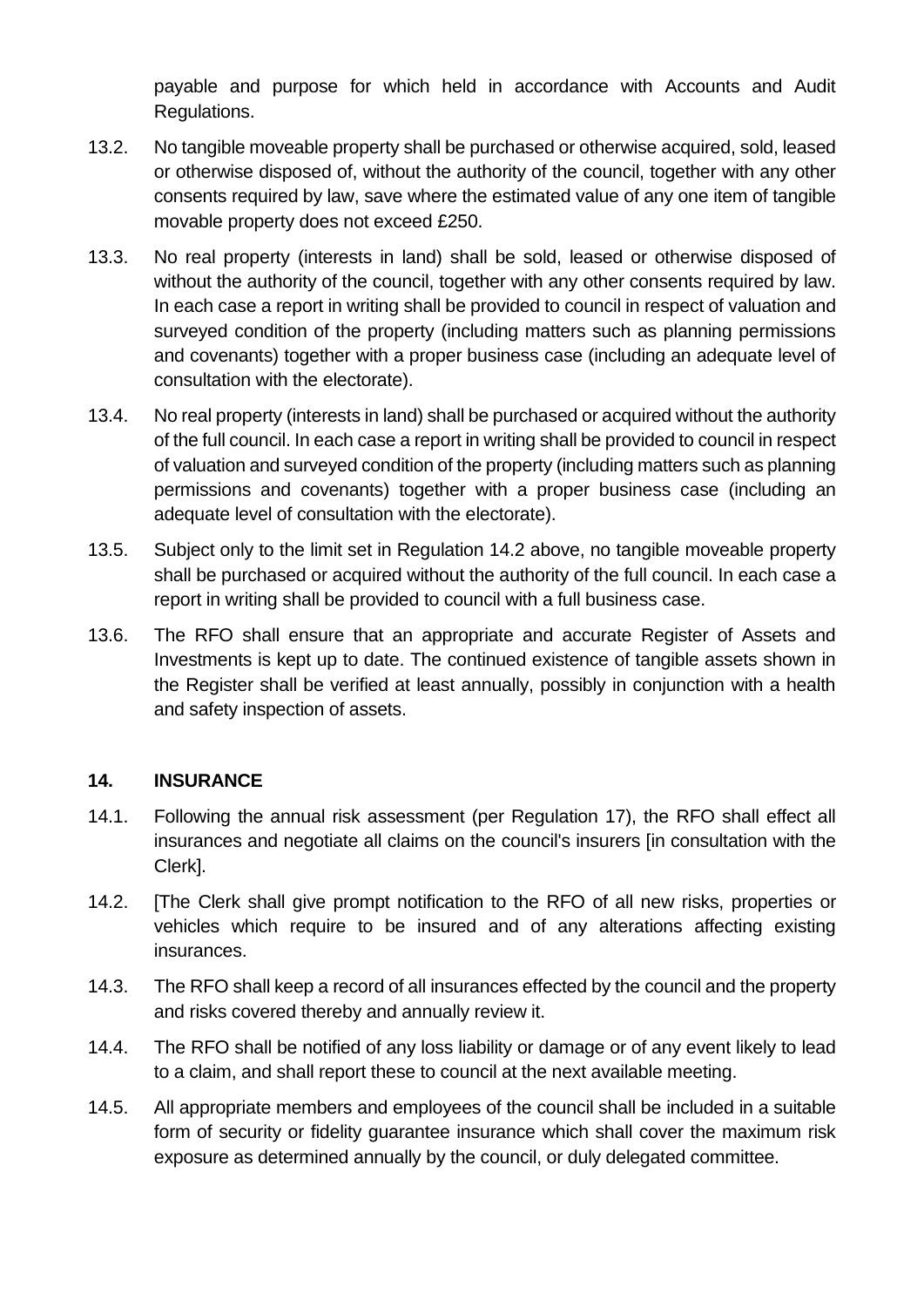payable and purpose for which held in accordance with Accounts and Audit Regulations.

13.2. No tangible moveable property shall be purchased or otherwise acquired, sold, leased or otherwise disposed of, without the authority of the council, together with any other consents required by law, save where the estimated value of any one item of tangible movable property does not exceed £250.

13.3. No real property (interests in land) shall be sold, leased or otherwise disposed of without the authority of the council, together with any other consents required by law. In each case a report in writing shall be provided to council in respect of valuation and surveyed condition of the property (including matters such as planning permissions and covenants) together with a proper business case (including an adequate level of consultation with the electorate).

13.4. No real property (interests in land) shall be purchased or acquired without the authority of the full council. In each case a report in writing shall be provided to council in respect of valuation and surveyed condition of the property (including matters such as planning permissions and covenants) together with a proper business case (including an adequate level of consultation with the electorate).

13.5. Subject only to the limit set in Regulation 14.2 above, no tangible moveable property shall be purchased or acquired without the authority of the full council. In each case a report in writing shall be provided to council with a full business case.

13.6. The RFO shall ensure that an appropriate and accurate Register of Assets and Investments is kept up to date. The continued existence of tangible assets shown in the Register shall be verified at least annually, possibly in conjunction with a health and safety inspection of assets.

## 14. INSURANCE

14.1. Following the annual risk assessment (per Regulation 17), the RFO shall effect all insurances and negotiate all claims on the council's insurers [in consultation with the Clerk].

14.2. [The Clerk shall give prompt notification to the RFO of all new risks, properties or vehicles which require to be insured and of any alterations affecting existing insurances.

14.3. The RFO shall keep a record of all insurances effected by the council and the property and risks covered thereby and annually review it.

14.4. The RFO shall be notified of any loss liability or damage or of any event likely to lead to a claim, and shall report these to council at the next available meeting.

14.5. All appropriate members and employees of the council shall be included in a suitable form of security or fidelity guarantee insurance which shall cover the maximum risk exposure as determined annually by the council, or duly delegated committee.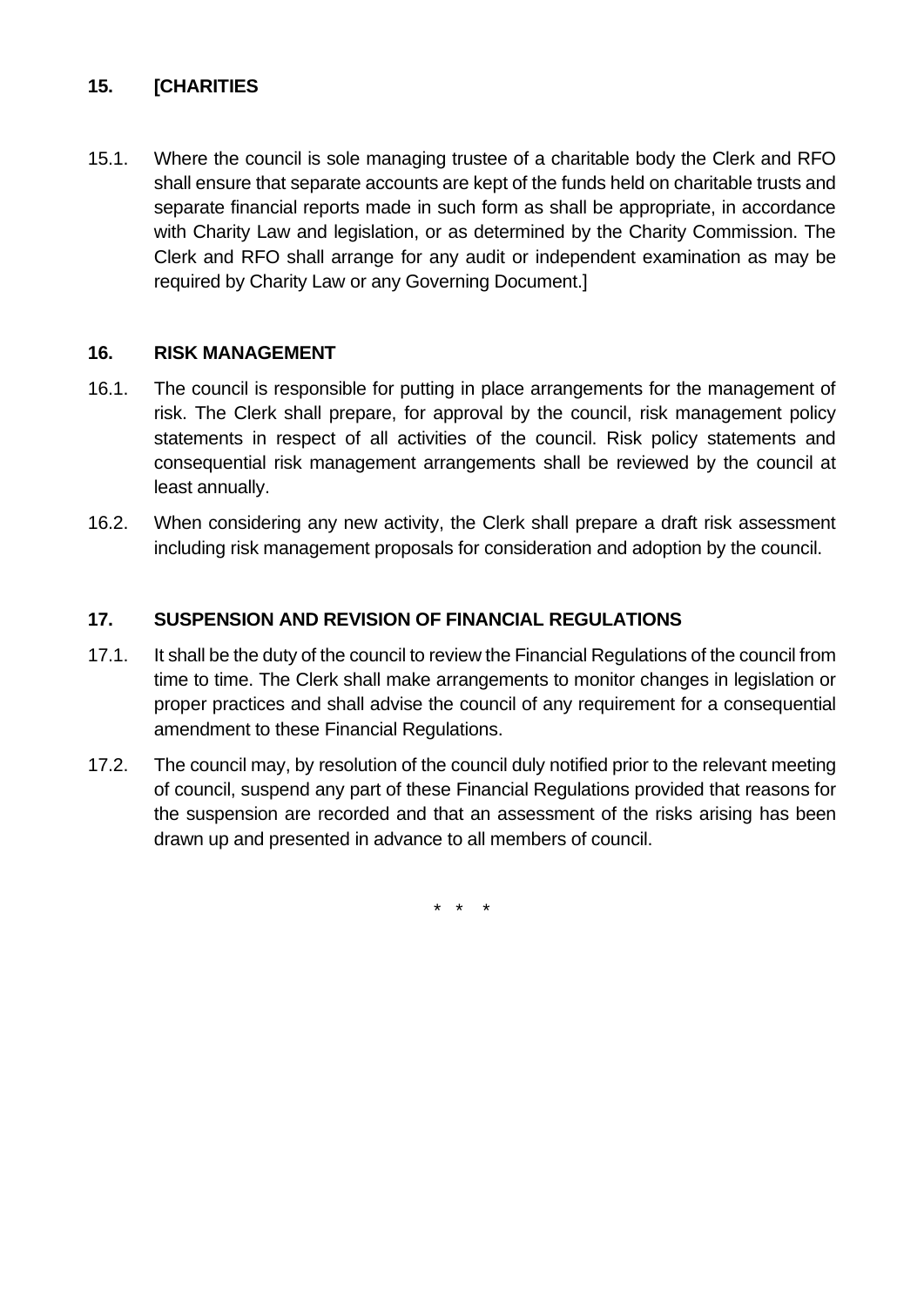## 15. [CHARITIES

15.1. Where the council is sole managing trustee of a charitable body the Clerk and RFO shall ensure that separate accounts are kept of the funds held on charitable trusts and separate financial reports made in such form as shall be appropriate, in accordance with Charity Law and legislation, or as determined by the Charity Commission. The Clerk and RFO shall arrange for any audit or independent examination as may be required by Charity Law or any Governing Document.]

## 16. RISK MANAGEMENT

16.1. The council is responsible for putting in place arrangements for the management of risk. The Clerk shall prepare, for approval by the council, risk management policy statements in respect of all activities of the council. Risk policy statements and consequential risk management arrangements shall be reviewed by the council at least annually.

16.2. When considering any new activity, the Clerk shall prepare a draft risk assessment including risk management proposals for consideration and adoption by the council.

## 17. SUSPENSION AND REVISION OF FINANCIAL REGULATIONS

17.1. It shall be the duty of the council to review the Financial Regulations of the council from time to time. The Clerk shall make arrangements to monitor changes in legislation or proper practices and shall advise the council of any requirement for a consequential amendment to these Financial Regulations.

17.2. The council may, by resolution of the council duly notified prior to the relevant meeting of council, suspend any part of these Financial Regulations provided that reasons for the suspension are recorded and that an assessment of the risks arising has been drawn up and presented in advance to all members of council.

\* \* \*